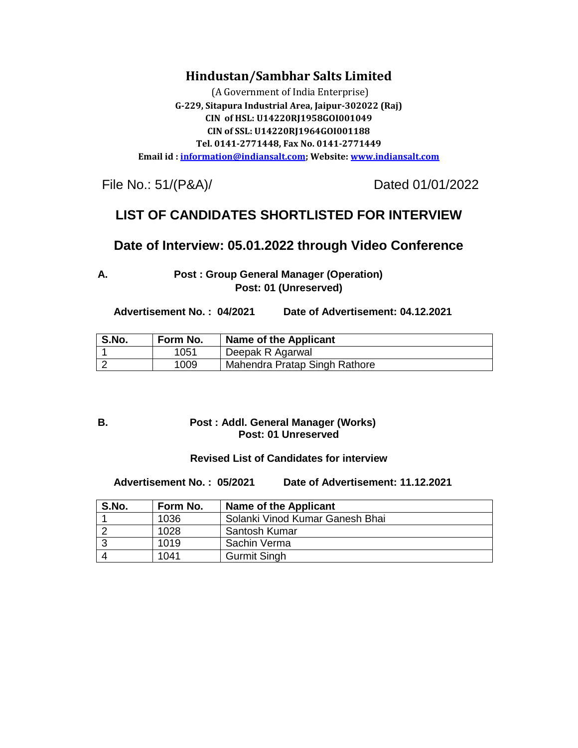# Hindustan/Sambhar Salts Limited

(A Government of India Enterprise)
**G-229, Sitapura Industrial Area, Jaipur-302022 (Raj)**
**CIN of HSL: U14220RJ1958GOI001049**
**CIN of SSL: U14220RJ1964GOI001188**
**Tel. 0141-2771448, Fax No. 0141-2771449**
**Email id : information@indiansalt.com; Website: www.indiansalt.com**

File No.: 51/(P&A)/ Dated 01/01/2022

## LIST OF CANDIDATES SHORTLISTED FOR INTERVIEW

## Date of Interview: 05.01.2022 through Video Conference

**A. Post : Group General Manager (Operation)**
**Post: 01 (Unreserved)**

**Advertisement No. : 04/2021 Date of Advertisement: 04.12.2021**

| S.No. | Form No. | Name of the Applicant |
|---|---|---|
| 1 | 1051 | Deepak R Agarwal |
| 2 | 1009 | Mahendra Pratap Singh Rathore |

**B. Post : Addl. General Manager (Works)**
**Post: 01 Unreserved**

**Revised List of Candidates for interview**

**Advertisement No. : 05/2021 Date of Advertisement: 11.12.2021**

| S.No. | Form No. | Name of the Applicant |
|---|---|---|
| 1 | 1036 | Solanki Vinod Kumar Ganesh Bhai |
| 2 | 1028 | Santosh Kumar |
| 3 | 1019 | Sachin Verma |
| 4 | 1041 | Gurmit Singh |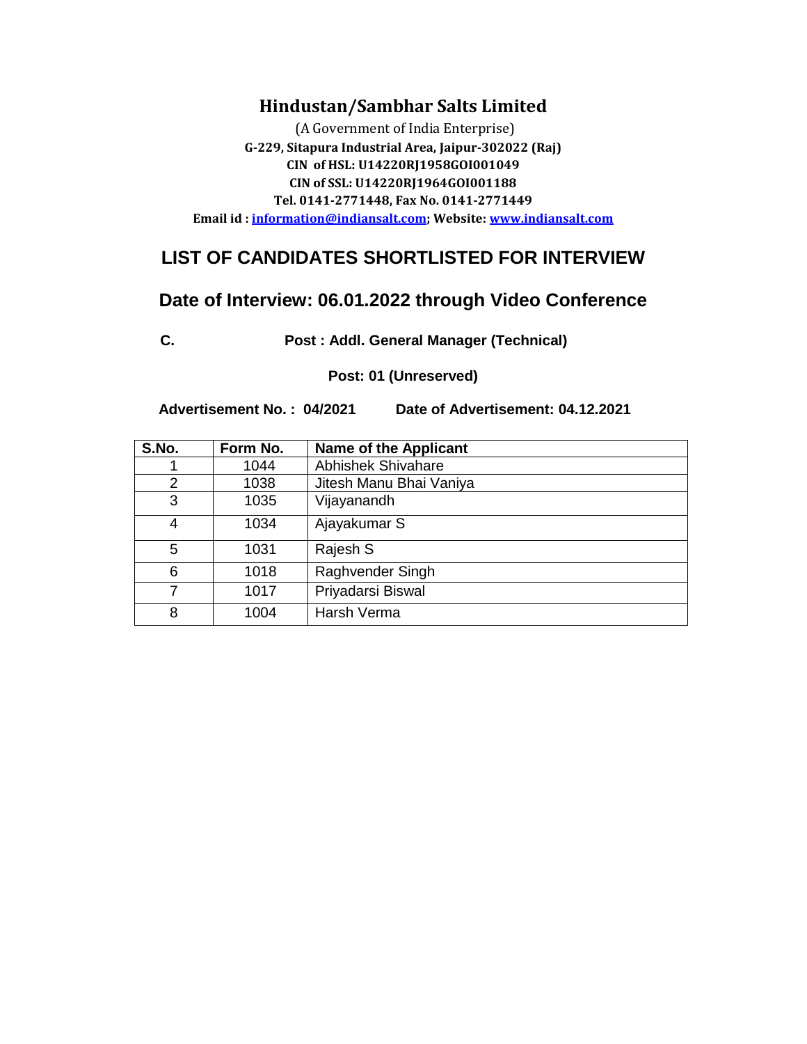# Hindustan/Sambhar Salts Limited

(A Government of India Enterprise)
**G-229, Sitapura Industrial Area, Jaipur-302022 (Raj)**
**CIN of HSL: U14220RJ1958GOI001049**
**CIN of SSL: U14220RJ1964GOI001188**
**Tel. 0141-2771448, Fax No. 0141-2771449**
**Email id : information@indiansalt.com; Website: www.indiansalt.com**

## LIST OF CANDIDATES SHORTLISTED FOR INTERVIEW

## Date of Interview: 06.01.2022 through Video Conference

**C. Post : Addl. General Manager (Technical)**

**Post: 01 (Unreserved)**

**Advertisement No. : 04/2021 Date of Advertisement: 04.12.2021**

| S.No. | Form No. | Name of the Applicant |
|---|---|---|
| 1 | 1044 | Abhishek Shivahare |
| 2 | 1038 | Jitesh Manu Bhai Vaniya |
| 3 | 1035 | Vijayanandh |
| 4 | 1034 | Ajayakumar S |
| 5 | 1031 | Rajesh S |
| 6 | 1018 | Raghvender Singh |
| 7 | 1017 | Priyadarsi Biswal |
| 8 | 1004 | Harsh Verma |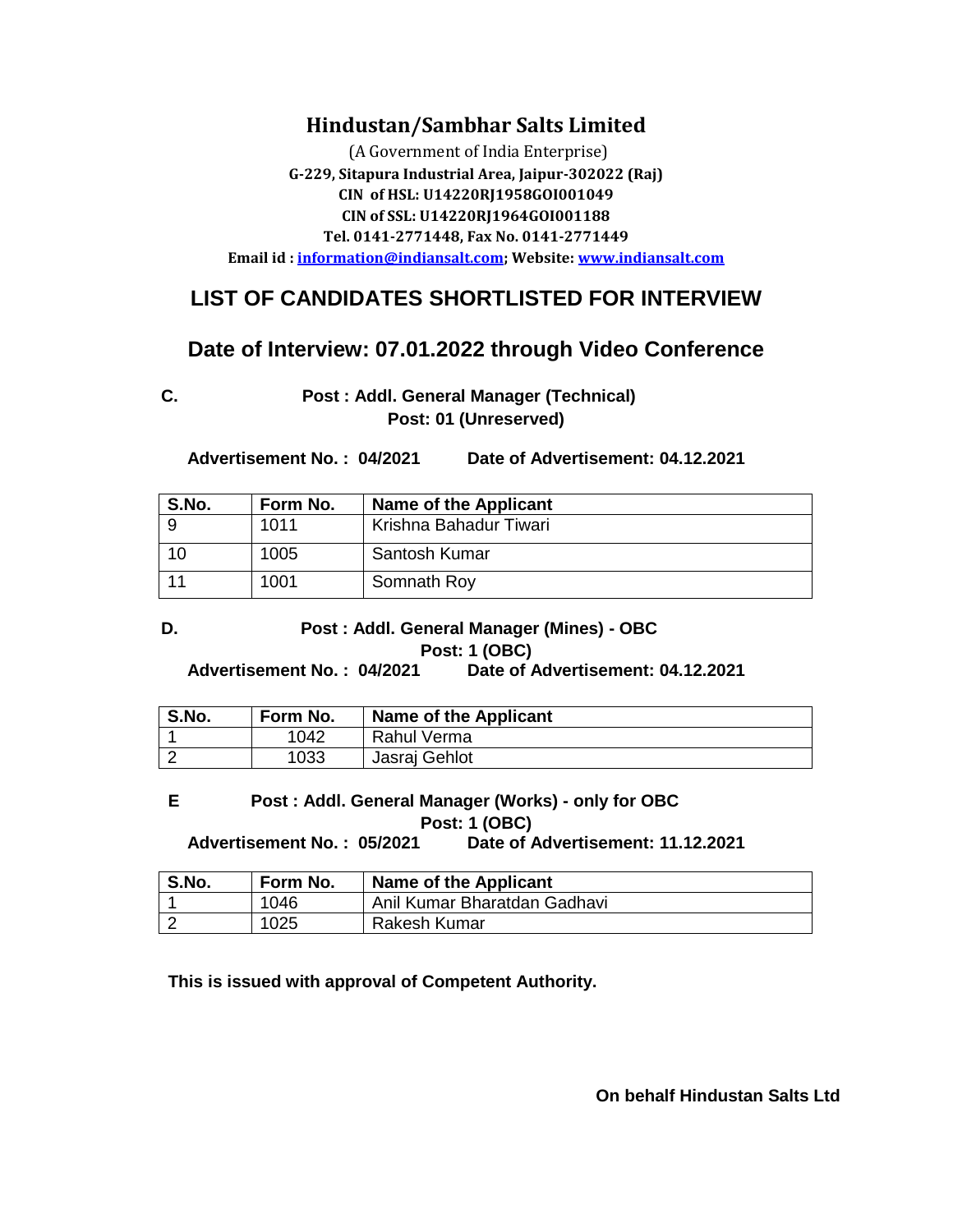# Hindustan/Sambhar Salts Limited

(A Government of India Enterprise)
**G-229, Sitapura Industrial Area, Jaipur-302022 (Raj)**
**CIN of HSL: U14220RJ1958GOI001049**
**CIN of SSL: U14220RJ1964GOI001188**
**Tel. 0141-2771448, Fax No. 0141-2771449**
**Email id : information@indiansalt.com; Website: www.indiansalt.com**

## LIST OF CANDIDATES SHORTLISTED FOR INTERVIEW

## Date of Interview: 07.01.2022 through Video Conference

**C. Post : Addl. General Manager (Technical)**
**Post: 01 (Unreserved)**

**Advertisement No. : 04/2021 Date of Advertisement: 04.12.2021**

| S.No. | Form No. | Name of the Applicant |
|---|---|---|
| 9 | 1011 | Krishna Bahadur Tiwari |
| 10 | 1005 | Santosh Kumar |
| 11 | 1001 | Somnath Roy |

**D. Post : Addl. General Manager (Mines) - OBC**
**Post: 1 (OBC)**
**Advertisement No. : 04/2021 Date of Advertisement: 04.12.2021**

| S.No. | Form No. | Name of the Applicant |
|---|---|---|
| 1 | 1042 | Rahul Verma |
| 2 | 1033 | Jasraj Gehlot |

**E Post : Addl. General Manager (Works) - only for OBC**
**Post: 1 (OBC)**
**Advertisement No. : 05/2021 Date of Advertisement: 11.12.2021**

| S.No. | Form No. | Name of the Applicant |
|---|---|---|
| 1 | 1046 | Anil Kumar Bharatdan Gadhavi |
| 2 | 1025 | Rakesh Kumar |

**This is issued with approval of Competent Authority.**

**On behalf Hindustan Salts Ltd**